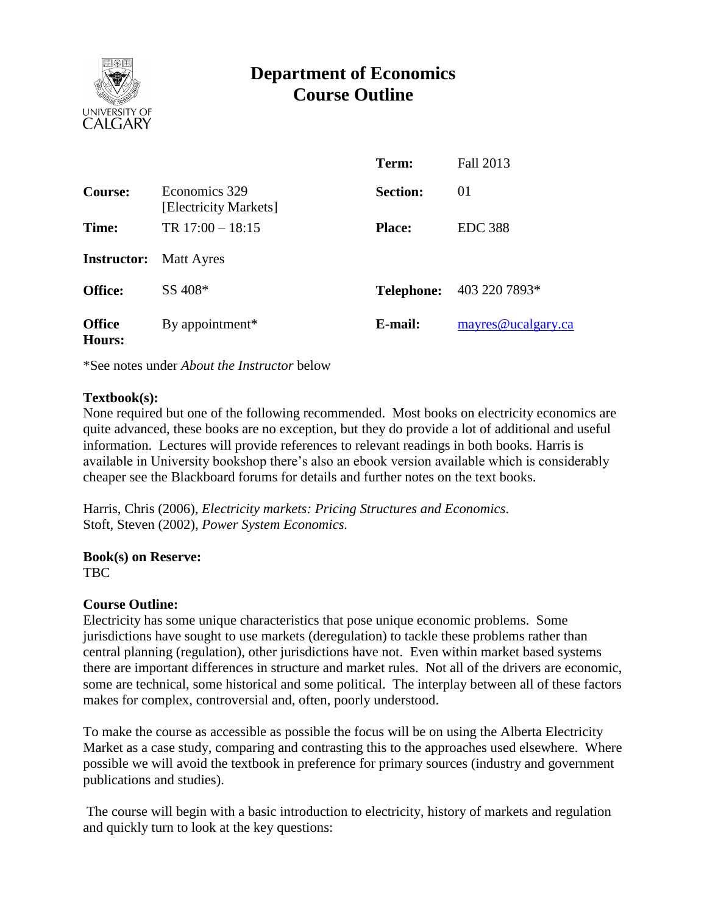# Department of Economics
## Course Outline

| | | | |
|---|---|---|---|
| | | **Term:** | Fall 2013 |
| **Course:** | Economics 329 [Electricity Markets] | **Section:** | 01 |
| **Time:** | TR 17:00 – 18:15 | **Place:** | EDC 388 |
| **Instructor:** | Matt Ayres | | |
| **Office:** | SS 408* | **Telephone:** | 403 220 7893* |
| **Office Hours:** | By appointment* | **E-mail:** | mayres@ucalgary.ca |

*See notes under *About the Instructor* below

**Textbook(s):**
None required but one of the following recommended. Most books on electricity economics are quite advanced, these books are no exception, but they do provide a lot of additional and useful information. Lectures will provide references to relevant readings in both books. Harris is available in University bookshop there's also an ebook version available which is considerably cheaper see the Blackboard forums for details and further notes on the text books.

Harris, Chris (2006), *Electricity markets: Pricing Structures and Economics.*
Stoft, Steven (2002), *Power System Economics.*

**Book(s) on Reserve:**
TBC

**Course Outline:**
Electricity has some unique characteristics that pose unique economic problems. Some jurisdictions have sought to use markets (deregulation) to tackle these problems rather than central planning (regulation), other jurisdictions have not. Even within market based systems there are important differences in structure and market rules. Not all of the drivers are economic, some are technical, some historical and some political. The interplay between all of these factors makes for complex, controversial and, often, poorly understood.

To make the course as accessible as possible the focus will be on using the Alberta Electricity Market as a case study, comparing and contrasting this to the approaches used elsewhere. Where possible we will avoid the textbook in preference for primary sources (industry and government publications and studies).

The course will begin with a basic introduction to electricity, history of markets and regulation and quickly turn to look at the key questions: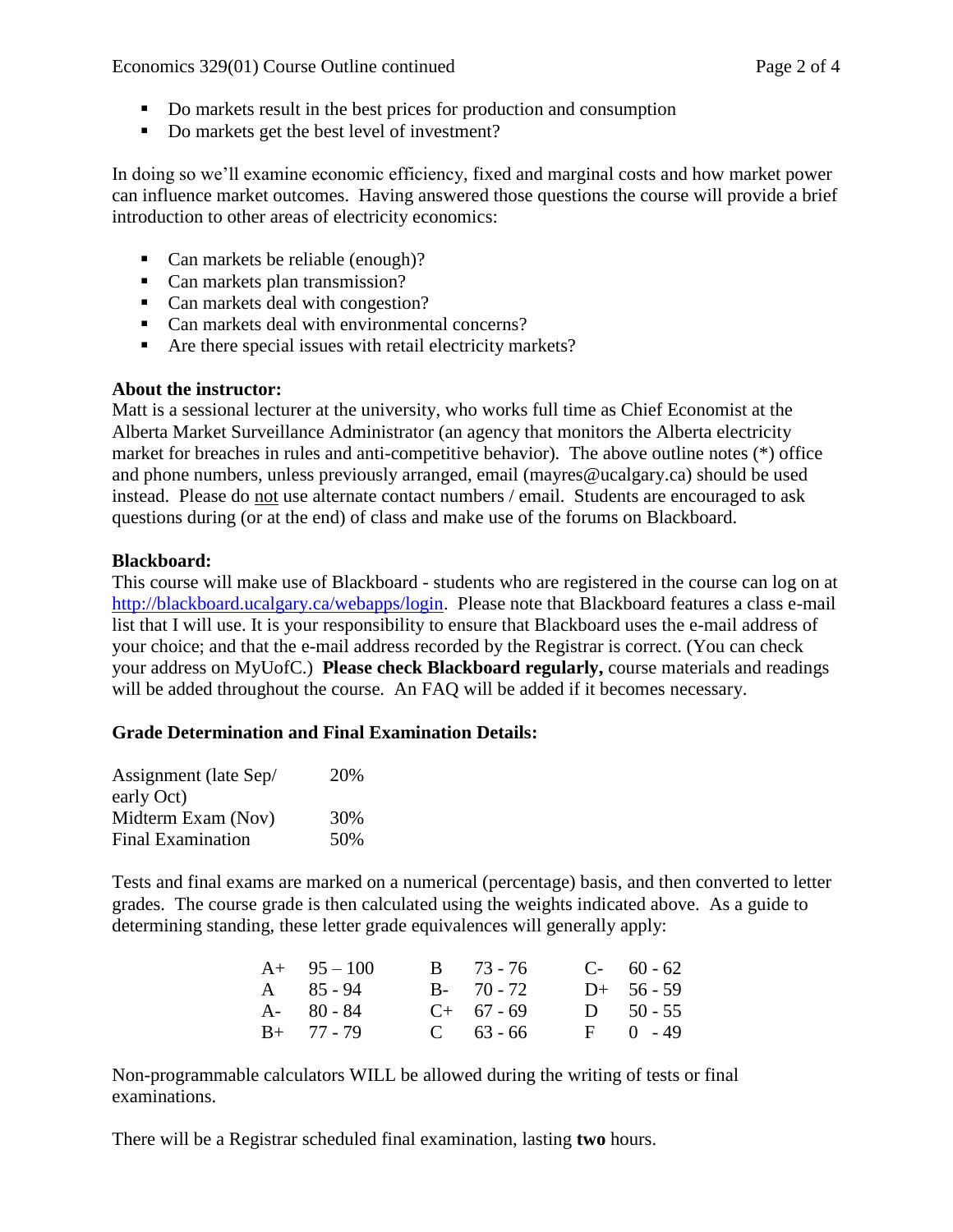- Do markets result in the best prices for production and consumption
- Do markets get the best level of investment?

In doing so we'll examine economic efficiency, fixed and marginal costs and how market power can influence market outcomes. Having answered those questions the course will provide a brief introduction to other areas of electricity economics:

- Can markets be reliable (enough)?
- Can markets plan transmission?
- Can markets deal with congestion?
- Can markets deal with environmental concerns?
- Are there special issues with retail electricity markets?

**About the instructor:**
Matt is a sessional lecturer at the university, who works full time as Chief Economist at the Alberta Market Surveillance Administrator (an agency that monitors the Alberta electricity market for breaches in rules and anti-competitive behavior). The above outline notes (*) office and phone numbers, unless previously arranged, email (mayres@ucalgary.ca) should be used instead. Please do not use alternate contact numbers / email. Students are encouraged to ask questions during (or at the end) of class and make use of the forums on Blackboard.

**Blackboard:**
This course will make use of Blackboard - students who are registered in the course can log on at http://blackboard.ucalgary.ca/webapps/login. Please note that Blackboard features a class e-mail list that I will use. It is your responsibility to ensure that Blackboard uses the e-mail address of your choice; and that the e-mail address recorded by the Registrar is correct. (You can check your address on MyUofC.) **Please check Blackboard regularly,** course materials and readings will be added throughout the course. An FAQ will be added if it becomes necessary.

**Grade Determination and Final Examination Details:**

| | |
|---|---|
| Assignment (late Sep/ early Oct) | 20% |
| Midterm Exam (Nov) | 30% |
| Final Examination | 50% |

Tests and final exams are marked on a numerical (percentage) basis, and then converted to letter grades. The course grade is then calculated using the weights indicated above. As a guide to determining standing, these letter grade equivalences will generally apply:

| | | | | | |
|---|---|---|---|---|---|
| A+ | 95 – 100 | B | 73 - 76 | C- | 60 - 62 |
| A | 85 - 94 | B- | 70 - 72 | D+ | 56 - 59 |
| A- | 80 - 84 | C+ | 67 - 69 | D | 50 - 55 |
| B+ | 77 - 79 | C | 63 - 66 | F | 0 - 49 |

Non-programmable calculators WILL be allowed during the writing of tests or final examinations.

There will be a Registrar scheduled final examination, lasting **two** hours.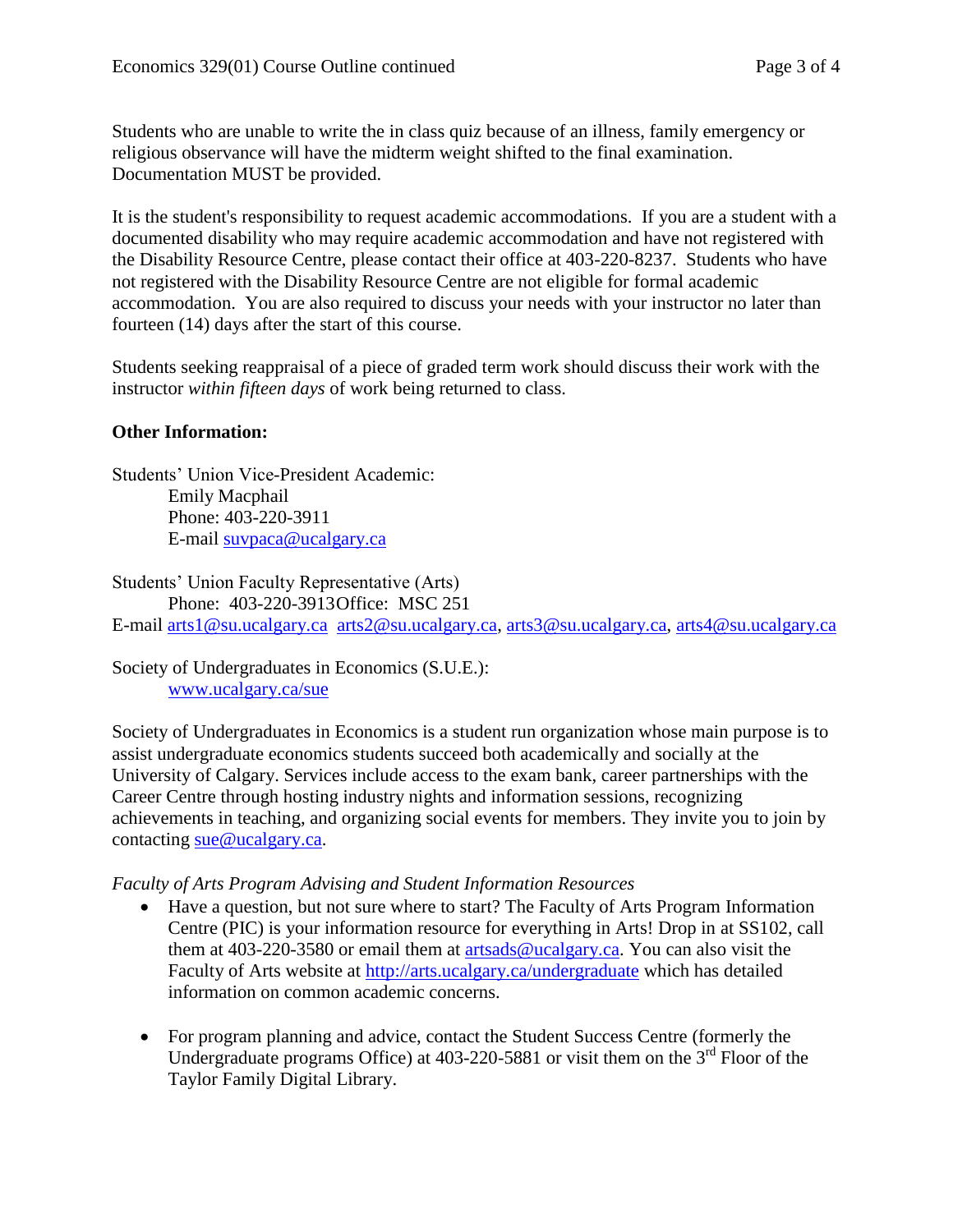Students who are unable to write the in class quiz because of an illness, family emergency or religious observance will have the midterm weight shifted to the final examination. Documentation MUST be provided.

It is the student's responsibility to request academic accommodations. If you are a student with a documented disability who may require academic accommodation and have not registered with the Disability Resource Centre, please contact their office at 403-220-8237. Students who have not registered with the Disability Resource Centre are not eligible for formal academic accommodation. You are also required to discuss your needs with your instructor no later than fourteen (14) days after the start of this course.

Students seeking reappraisal of a piece of graded term work should discuss their work with the instructor *within fifteen days* of work being returned to class.

**Other Information:**

Students' Union Vice-President Academic:
Emily Macphail
Phone: 403-220-3911
E-mail suvpaca@ucalgary.ca

Students' Union Faculty Representative (Arts)
Phone: 403-220-3913 Office: MSC 251
E-mail arts1@su.ucalgary.ca arts2@su.ucalgary.ca, arts3@su.ucalgary.ca, arts4@su.ucalgary.ca

Society of Undergraduates in Economics (S.U.E.):
www.ucalgary.ca/sue

Society of Undergraduates in Economics is a student run organization whose main purpose is to assist undergraduate economics students succeed both academically and socially at the University of Calgary. Services include access to the exam bank, career partnerships with the Career Centre through hosting industry nights and information sessions, recognizing achievements in teaching, and organizing social events for members. They invite you to join by contacting sue@ucalgary.ca.

*Faculty of Arts Program Advising and Student Information Resources*

- Have a question, but not sure where to start? The Faculty of Arts Program Information Centre (PIC) is your information resource for everything in Arts! Drop in at SS102, call them at 403-220-3580 or email them at artsads@ucalgary.ca. You can also visit the Faculty of Arts website at http://arts.ucalgary.ca/undergraduate which has detailed information on common academic concerns.

- For program planning and advice, contact the Student Success Centre (formerly the Undergraduate programs Office) at 403-220-5881 or visit them on the 3rd Floor of the Taylor Family Digital Library.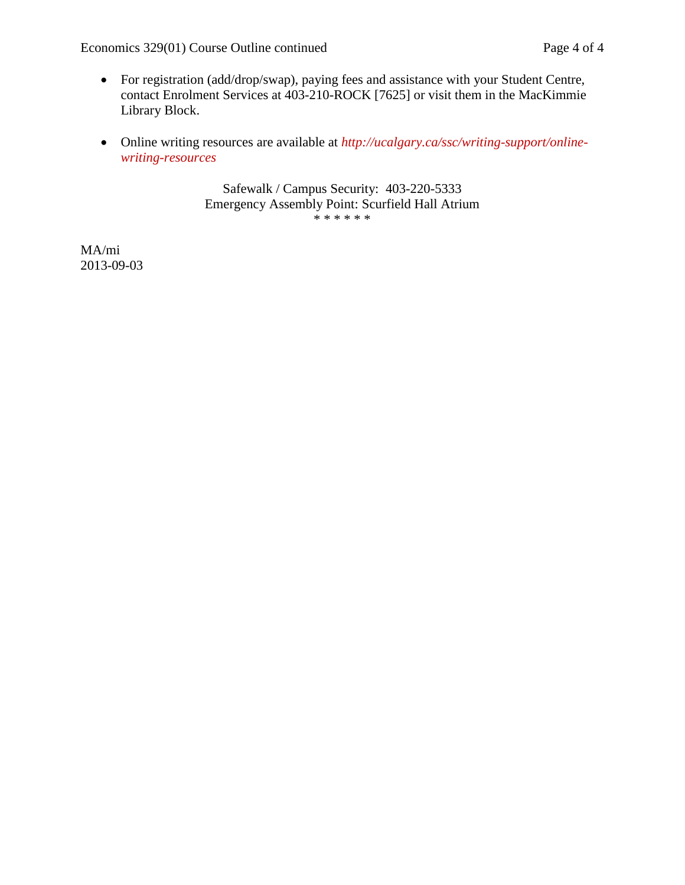- For registration (add/drop/swap), paying fees and assistance with your Student Centre, contact Enrolment Services at 403-210-ROCK [7625] or visit them in the MacKimmie Library Block.

- Online writing resources are available at *http://ucalgary.ca/ssc/writing-support/online-writing-resources*

Safewalk / Campus Security: 403-220-5333
Emergency Assembly Point: Scurfield Hall Atrium
* * * * * *

MA/mi
2013-09-03